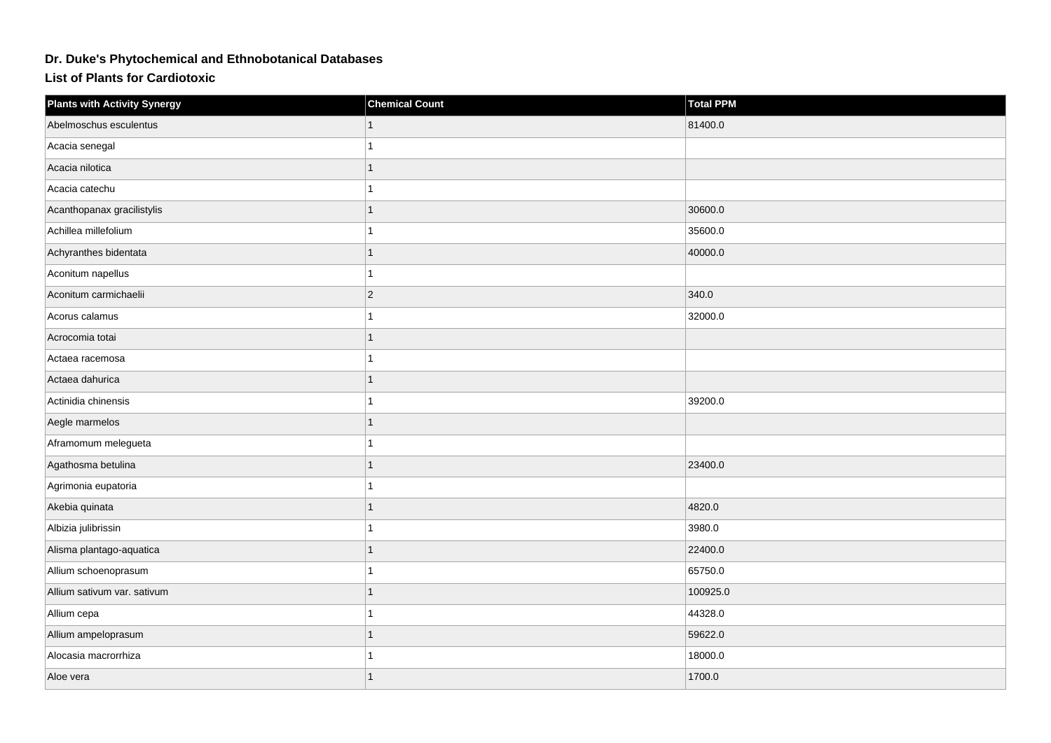# Dr. Duke's Phytochemical and Ethnobotanical Databases

## List of Plants for Cardiotoxic

| Plants with Activity Synergy | Chemical Count | Total PPM |
| --- | --- | --- |
| Abelmoschus esculentus | 1 | 81400.0 |
| Acacia senegal | 1 | |
| Acacia nilotica | 1 | |
| Acacia catechu | 1 | |
| Acanthopanax gracilistylis | 1 | 30600.0 |
| Achillea millefolium | 1 | 35600.0 |
| Achyranthes bidentata | 1 | 40000.0 |
| Aconitum napellus | 1 | |
| Aconitum carmichaelii | 2 | 340.0 |
| Acorus calamus | 1 | 32000.0 |
| Acrocomia totai | 1 | |
| Actaea racemosa | 1 | |
| Actaea dahurica | 1 | |
| Actinidia chinensis | 1 | 39200.0 |
| Aegle marmelos | 1 | |
| Aframomum melegueta | 1 | |
| Agathosma betulina | 1 | 23400.0 |
| Agrimonia eupatoria | 1 | |
| Akebia quinata | 1 | 4820.0 |
| Albizia julibrissin | 1 | 3980.0 |
| Alisma plantago-aquatica | 1 | 22400.0 |
| Allium schoenoprasum | 1 | 65750.0 |
| Allium sativum var. sativum | 1 | 100925.0 |
| Allium cepa | 1 | 44328.0 |
| Allium ampeloprasum | 1 | 59622.0 |
| Alocasia macrorrhiza | 1 | 18000.0 |
| Aloe vera | 1 | 1700.0 |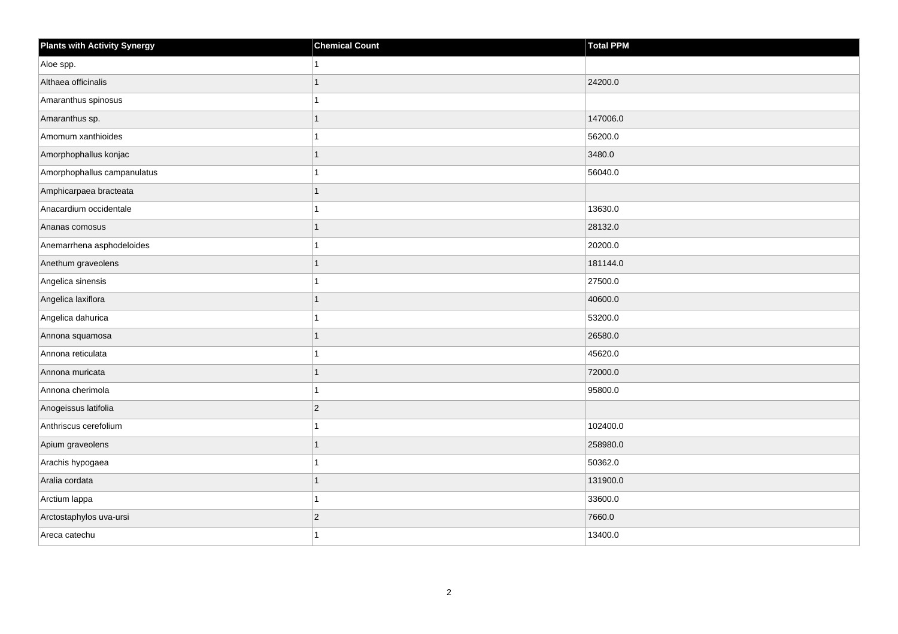| Plants with Activity Synergy | Chemical Count | Total PPM |
| --- | --- | --- |
| Aloe spp. | 1 | |
| Althaea officinalis | 1 | 24200.0 |
| Amaranthus spinosus | 1 | |
| Amaranthus sp. | 1 | 147006.0 |
| Amomum xanthioides | 1 | 56200.0 |
| Amorphophallus konjac | 1 | 3480.0 |
| Amorphophallus campanulatus | 1 | 56040.0 |
| Amphicarpaea bracteata | 1 | |
| Anacardium occidentale | 1 | 13630.0 |
| Ananas comosus | 1 | 28132.0 |
| Anemarrhena asphodeloides | 1 | 20200.0 |
| Anethum graveolens | 1 | 181144.0 |
| Angelica sinensis | 1 | 27500.0 |
| Angelica laxiflora | 1 | 40600.0 |
| Angelica dahurica | 1 | 53200.0 |
| Annona squamosa | 1 | 26580.0 |
| Annona reticulata | 1 | 45620.0 |
| Annona muricata | 1 | 72000.0 |
| Annona cherimola | 1 | 95800.0 |
| Anogeissus latifolia | 2 | |
| Anthriscus cerefolium | 1 | 102400.0 |
| Apium graveolens | 1 | 258980.0 |
| Arachis hypogaea | 1 | 50362.0 |
| Aralia cordata | 1 | 131900.0 |
| Arctium lappa | 1 | 33600.0 |
| Arctostaphylos uva-ursi | 2 | 7660.0 |
| Areca catechu | 1 | 13400.0 |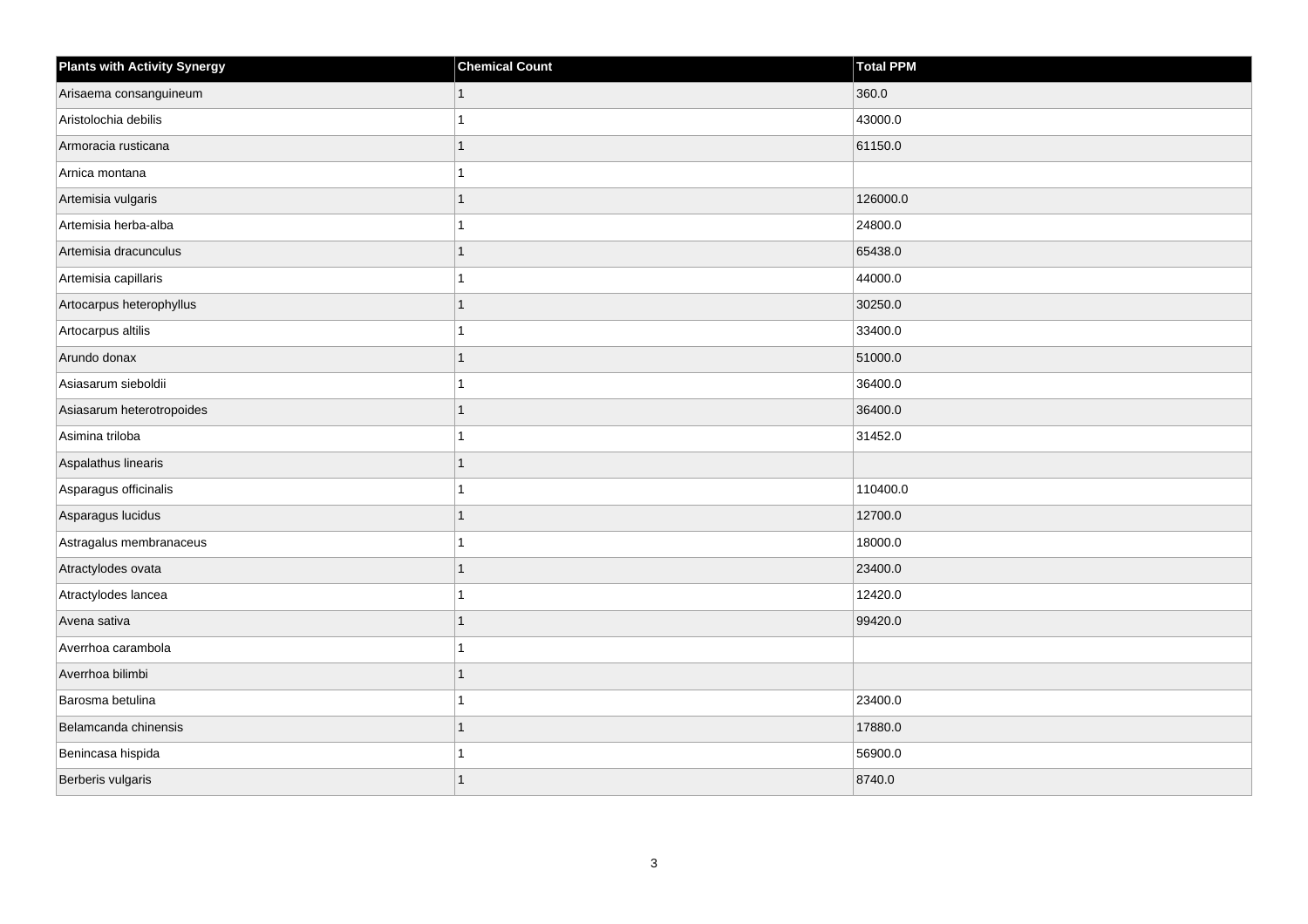| Plants with Activity Synergy | Chemical Count | Total PPM |
|---|---|---|
| Arisaema consanguineum | 1 | 360.0 |
| Aristolochia debilis | 1 | 43000.0 |
| Armoracia rusticana | 1 | 61150.0 |
| Arnica montana | 1 | |
| Artemisia vulgaris | 1 | 126000.0 |
| Artemisia herba-alba | 1 | 24800.0 |
| Artemisia dracunculus | 1 | 65438.0 |
| Artemisia capillaris | 1 | 44000.0 |
| Artocarpus heterophyllus | 1 | 30250.0 |
| Artocarpus altilis | 1 | 33400.0 |
| Arundo donax | 1 | 51000.0 |
| Asiasarum sieboldii | 1 | 36400.0 |
| Asiasarum heterotropoides | 1 | 36400.0 |
| Asimina triloba | 1 | 31452.0 |
| Aspalathus linearis | 1 | |
| Asparagus officinalis | 1 | 110400.0 |
| Asparagus lucidus | 1 | 12700.0 |
| Astragalus membranaceus | 1 | 18000.0 |
| Atractylodes ovata | 1 | 23400.0 |
| Atractylodes lancea | 1 | 12420.0 |
| Avena sativa | 1 | 99420.0 |
| Averrhoa carambola | 1 | |
| Averrhoa bilimbi | 1 | |
| Barosma betulina | 1 | 23400.0 |
| Belamcanda chinensis | 1 | 17880.0 |
| Benincasa hispida | 1 | 56900.0 |
| Berberis vulgaris | 1 | 8740.0 |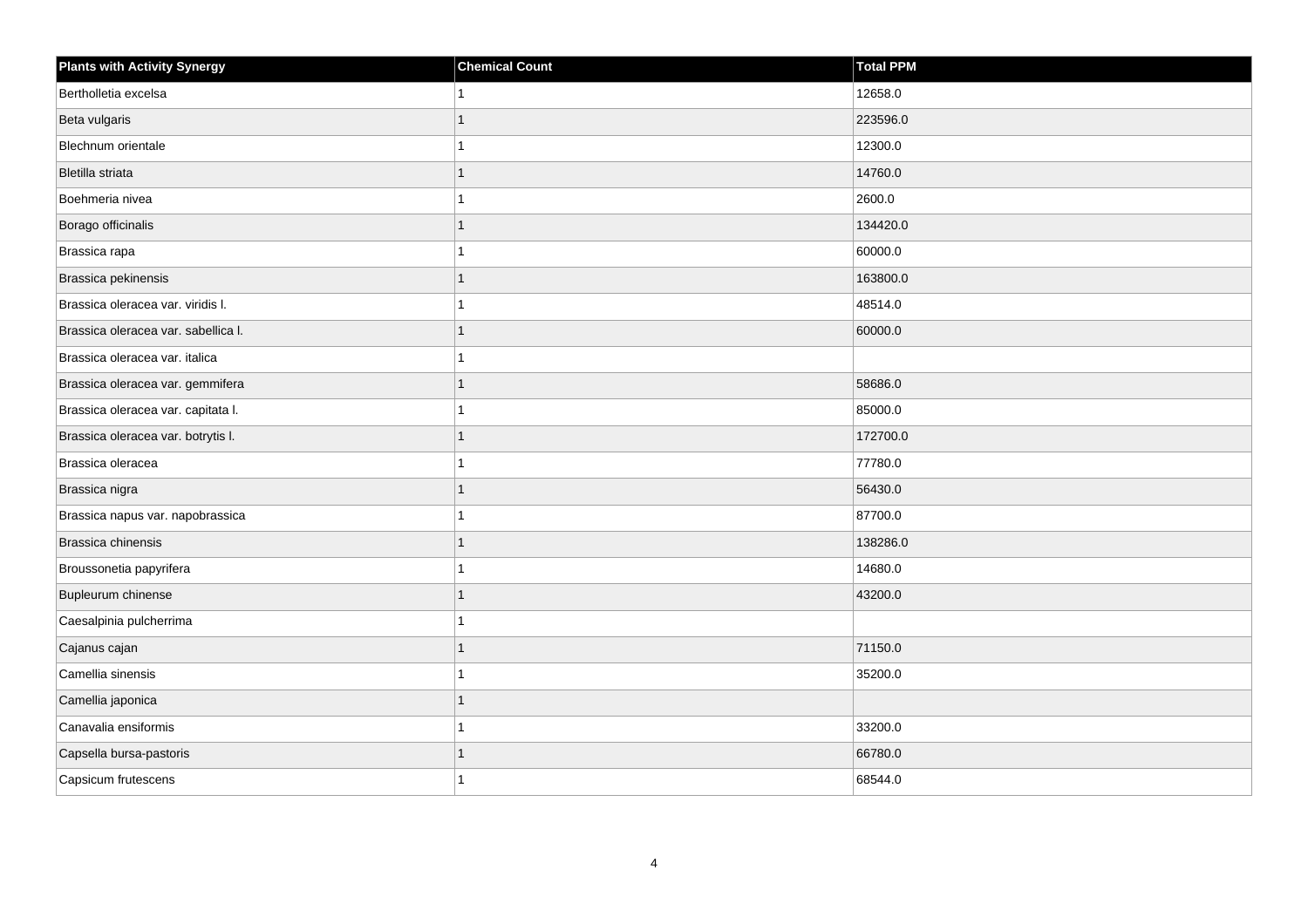| Plants with Activity Synergy | Chemical Count | Total PPM |
| --- | --- | --- |
| Bertholletia excelsa | 1 | 12658.0 |
| Beta vulgaris | 1 | 223596.0 |
| Blechnum orientale | 1 | 12300.0 |
| Bletilla striata | 1 | 14760.0 |
| Boehmeria nivea | 1 | 2600.0 |
| Borago officinalis | 1 | 134420.0 |
| Brassica rapa | 1 | 60000.0 |
| Brassica pekinensis | 1 | 163800.0 |
| Brassica oleracea var. viridis l. | 1 | 48514.0 |
| Brassica oleracea var. sabellica l. | 1 | 60000.0 |
| Brassica oleracea var. italica | 1 | |
| Brassica oleracea var. gemmifera | 1 | 58686.0 |
| Brassica oleracea var. capitata l. | 1 | 85000.0 |
| Brassica oleracea var. botrytis l. | 1 | 172700.0 |
| Brassica oleracea | 1 | 77780.0 |
| Brassica nigra | 1 | 56430.0 |
| Brassica napus var. napobrassica | 1 | 87700.0 |
| Brassica chinensis | 1 | 138286.0 |
| Broussonetia papyrifera | 1 | 14680.0 |
| Bupleurum chinense | 1 | 43200.0 |
| Caesalpinia pulcherrima | 1 | |
| Cajanus cajan | 1 | 71150.0 |
| Camellia sinensis | 1 | 35200.0 |
| Camellia japonica | 1 | |
| Canavalia ensiformis | 1 | 33200.0 |
| Capsella bursa-pastoris | 1 | 66780.0 |
| Capsicum frutescens | 1 | 68544.0 |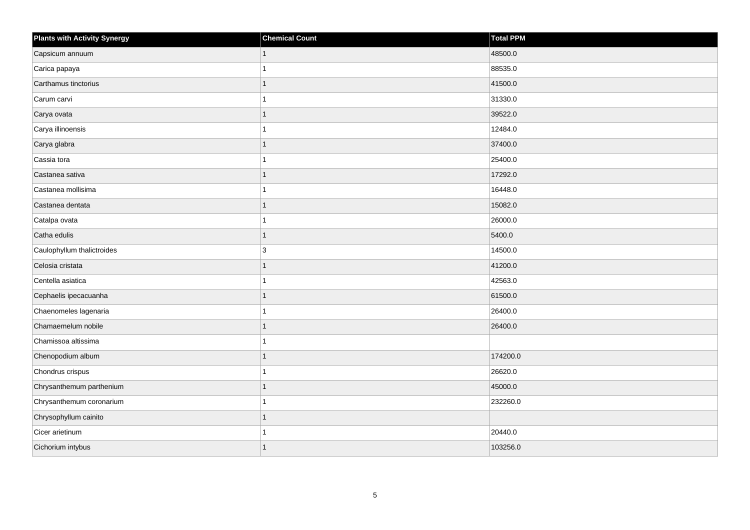| Plants with Activity Synergy | Chemical Count | Total PPM |
| --- | --- | --- |
| Capsicum annuum | 1 | 48500.0 |
| Carica papaya | 1 | 88535.0 |
| Carthamus tinctorius | 1 | 41500.0 |
| Carum carvi | 1 | 31330.0 |
| Carya ovata | 1 | 39522.0 |
| Carya illinoensis | 1 | 12484.0 |
| Carya glabra | 1 | 37400.0 |
| Cassia tora | 1 | 25400.0 |
| Castanea sativa | 1 | 17292.0 |
| Castanea mollisima | 1 | 16448.0 |
| Castanea dentata | 1 | 15082.0 |
| Catalpa ovata | 1 | 26000.0 |
| Catha edulis | 1 | 5400.0 |
| Caulophyllum thalictroides | 3 | 14500.0 |
| Celosia cristata | 1 | 41200.0 |
| Centella asiatica | 1 | 42563.0 |
| Cephaelis ipecacuanha | 1 | 61500.0 |
| Chaenomeles lagenaria | 1 | 26400.0 |
| Chamaemelum nobile | 1 | 26400.0 |
| Chamissoa altissima | 1 | |
| Chenopodium album | 1 | 174200.0 |
| Chondrus crispus | 1 | 26620.0 |
| Chrysanthemum parthenium | 1 | 45000.0 |
| Chrysanthemum coronarium | 1 | 232260.0 |
| Chrysophyllum cainito | 1 | |
| Cicer arietinum | 1 | 20440.0 |
| Cichorium intybus | 1 | 103256.0 |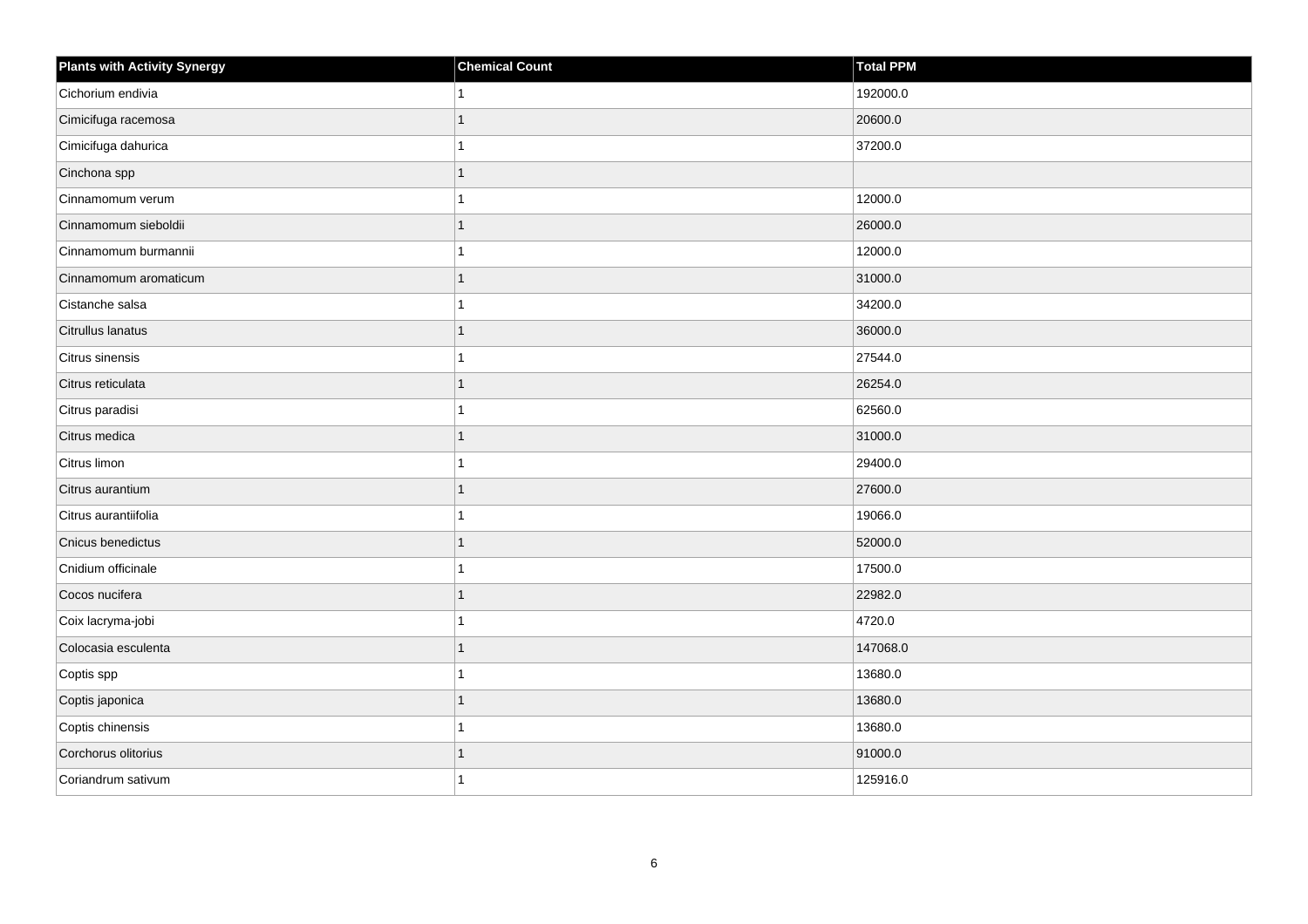| Plants with Activity Synergy | Chemical Count | Total PPM |
| --- | --- | --- |
| Cichorium endivia | 1 | 192000.0 |
| Cimicifuga racemosa | 1 | 20600.0 |
| Cimicifuga dahurica | 1 | 37200.0 |
| Cinchona spp | 1 | |
| Cinnamomum verum | 1 | 12000.0 |
| Cinnamomum sieboldii | 1 | 26000.0 |
| Cinnamomum burmannii | 1 | 12000.0 |
| Cinnamomum aromaticum | 1 | 31000.0 |
| Cistanche salsa | 1 | 34200.0 |
| Citrullus lanatus | 1 | 36000.0 |
| Citrus sinensis | 1 | 27544.0 |
| Citrus reticulata | 1 | 26254.0 |
| Citrus paradisi | 1 | 62560.0 |
| Citrus medica | 1 | 31000.0 |
| Citrus limon | 1 | 29400.0 |
| Citrus aurantium | 1 | 27600.0 |
| Citrus aurantiifolia | 1 | 19066.0 |
| Cnicus benedictus | 1 | 52000.0 |
| Cnidium officinale | 1 | 17500.0 |
| Cocos nucifera | 1 | 22982.0 |
| Coix lacryma-jobi | 1 | 4720.0 |
| Colocasia esculenta | 1 | 147068.0 |
| Coptis spp | 1 | 13680.0 |
| Coptis japonica | 1 | 13680.0 |
| Coptis chinensis | 1 | 13680.0 |
| Corchorus olitorius | 1 | 91000.0 |
| Coriandrum sativum | 1 | 125916.0 |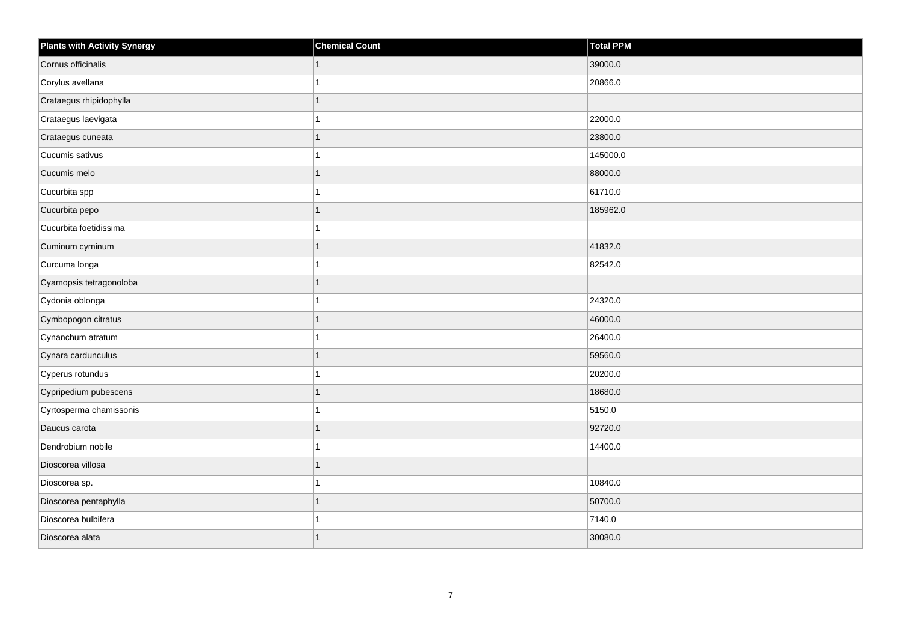| Plants with Activity Synergy | Chemical Count | Total PPM |
| --- | --- | --- |
| Cornus officinalis | 1 | 39000.0 |
| Corylus avellana | 1 | 20866.0 |
| Crataegus rhipidophylla | 1 | |
| Crataegus laevigata | 1 | 22000.0 |
| Crataegus cuneata | 1 | 23800.0 |
| Cucumis sativus | 1 | 145000.0 |
| Cucumis melo | 1 | 88000.0 |
| Cucurbita spp | 1 | 61710.0 |
| Cucurbita pepo | 1 | 185962.0 |
| Cucurbita foetidissima | 1 | |
| Cuminum cyminum | 1 | 41832.0 |
| Curcuma longa | 1 | 82542.0 |
| Cyamopsis tetragonoloba | 1 | |
| Cydonia oblonga | 1 | 24320.0 |
| Cymbopogon citratus | 1 | 46000.0 |
| Cynanchum atratum | 1 | 26400.0 |
| Cynara cardunculus | 1 | 59560.0 |
| Cyperus rotundus | 1 | 20200.0 |
| Cypripedium pubescens | 1 | 18680.0 |
| Cyrtosperma chamissonis | 1 | 5150.0 |
| Daucus carota | 1 | 92720.0 |
| Dendrobium nobile | 1 | 14400.0 |
| Dioscorea villosa | 1 | |
| Dioscorea sp. | 1 | 10840.0 |
| Dioscorea pentaphylla | 1 | 50700.0 |
| Dioscorea bulbifera | 1 | 7140.0 |
| Dioscorea alata | 1 | 30080.0 |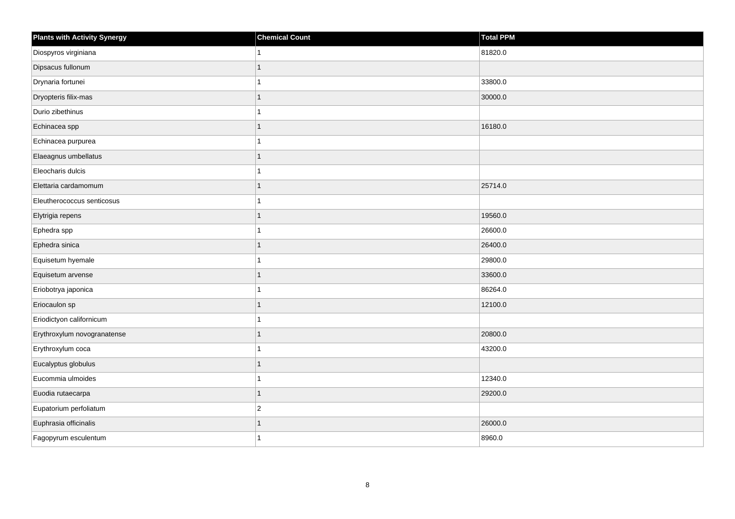| Plants with Activity Synergy | Chemical Count | Total PPM |
| --- | --- | --- |
| Diospyros virginiana | 1 | 81820.0 |
| Dipsacus fullonum | 1 | |
| Drynaria fortunei | 1 | 33800.0 |
| Dryopteris filix-mas | 1 | 30000.0 |
| Durio zibethinus | 1 | |
| Echinacea spp | 1 | 16180.0 |
| Echinacea purpurea | 1 | |
| Elaeagnus umbellatus | 1 | |
| Eleocharis dulcis | 1 | |
| Elettaria cardamomum | 1 | 25714.0 |
| Eleutherococcus senticosus | 1 | |
| Elytrigia repens | 1 | 19560.0 |
| Ephedra spp | 1 | 26600.0 |
| Ephedra sinica | 1 | 26400.0 |
| Equisetum hyemale | 1 | 29800.0 |
| Equisetum arvense | 1 | 33600.0 |
| Eriobotrya japonica | 1 | 86264.0 |
| Eriocaulon sp | 1 | 12100.0 |
| Eriodictyon californicum | 1 | |
| Erythroxylum novogranatense | 1 | 20800.0 |
| Erythroxylum coca | 1 | 43200.0 |
| Eucalyptus globulus | 1 | |
| Eucommia ulmoides | 1 | 12340.0 |
| Euodia rutaecarpa | 1 | 29200.0 |
| Eupatorium perfoliatum | 2 | |
| Euphrasia officinalis | 1 | 26000.0 |
| Fagopyrum esculentum | 1 | 8960.0 |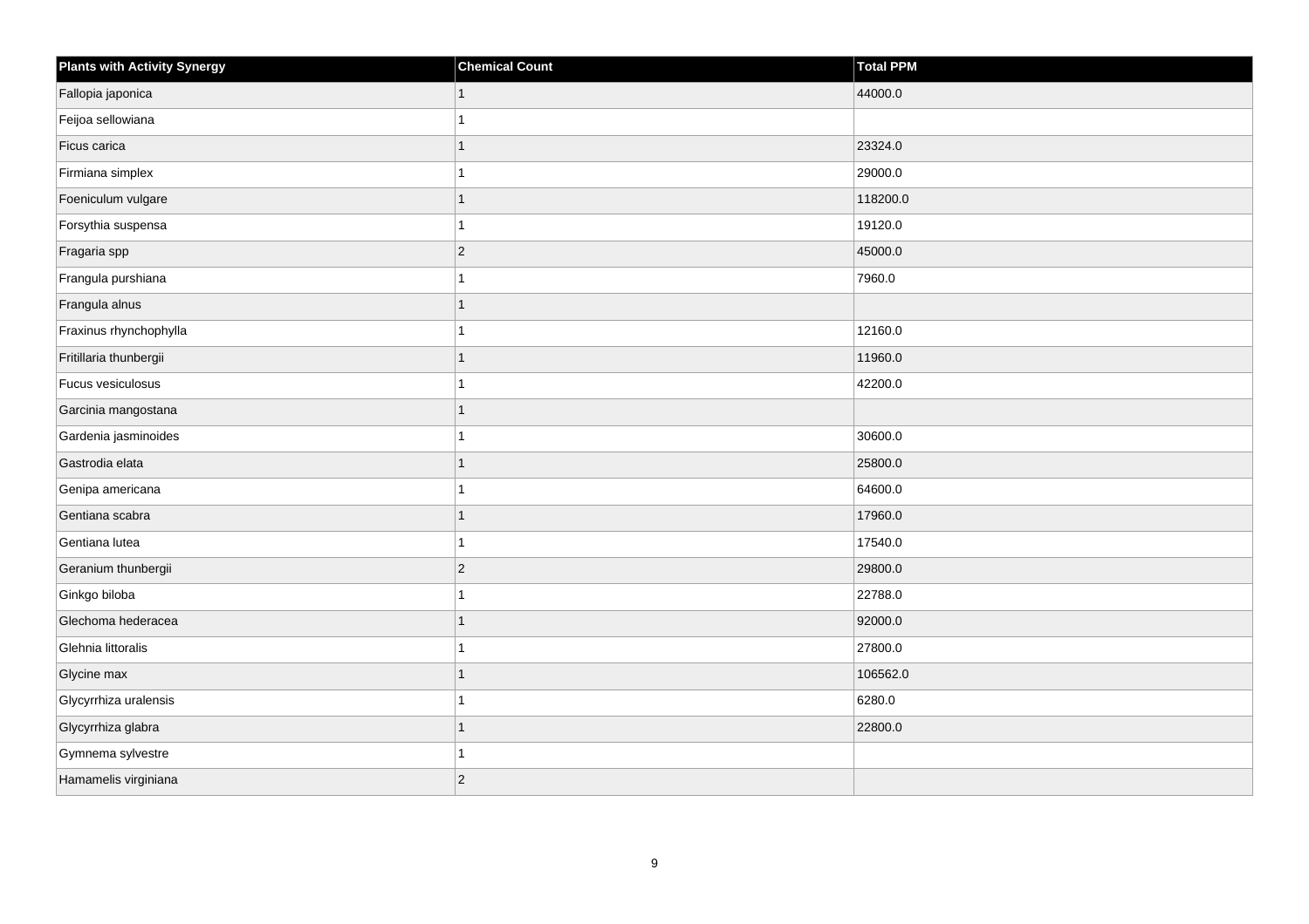| Plants with Activity Synergy | Chemical Count | Total PPM |
|---|---|---|
| Fallopia japonica | 1 | 44000.0 |
| Feijoa sellowiana | 1 | |
| Ficus carica | 1 | 23324.0 |
| Firmiana simplex | 1 | 29000.0 |
| Foeniculum vulgare | 1 | 118200.0 |
| Forsythia suspensa | 1 | 19120.0 |
| Fragaria spp | 2 | 45000.0 |
| Frangula purshiana | 1 | 7960.0 |
| Frangula alnus | 1 | |
| Fraxinus rhynchophylla | 1 | 12160.0 |
| Fritillaria thunbergii | 1 | 11960.0 |
| Fucus vesiculosus | 1 | 42200.0 |
| Garcinia mangostana | 1 | |
| Gardenia jasminoides | 1 | 30600.0 |
| Gastrodia elata | 1 | 25800.0 |
| Genipa americana | 1 | 64600.0 |
| Gentiana scabra | 1 | 17960.0 |
| Gentiana lutea | 1 | 17540.0 |
| Geranium thunbergii | 2 | 29800.0 |
| Ginkgo biloba | 1 | 22788.0 |
| Glechoma hederacea | 1 | 92000.0 |
| Glehnia littoralis | 1 | 27800.0 |
| Glycine max | 1 | 106562.0 |
| Glycyrrhiza uralensis | 1 | 6280.0 |
| Glycyrrhiza glabra | 1 | 22800.0 |
| Gymnema sylvestre | 1 | |
| Hamamelis virginiana | 2 | |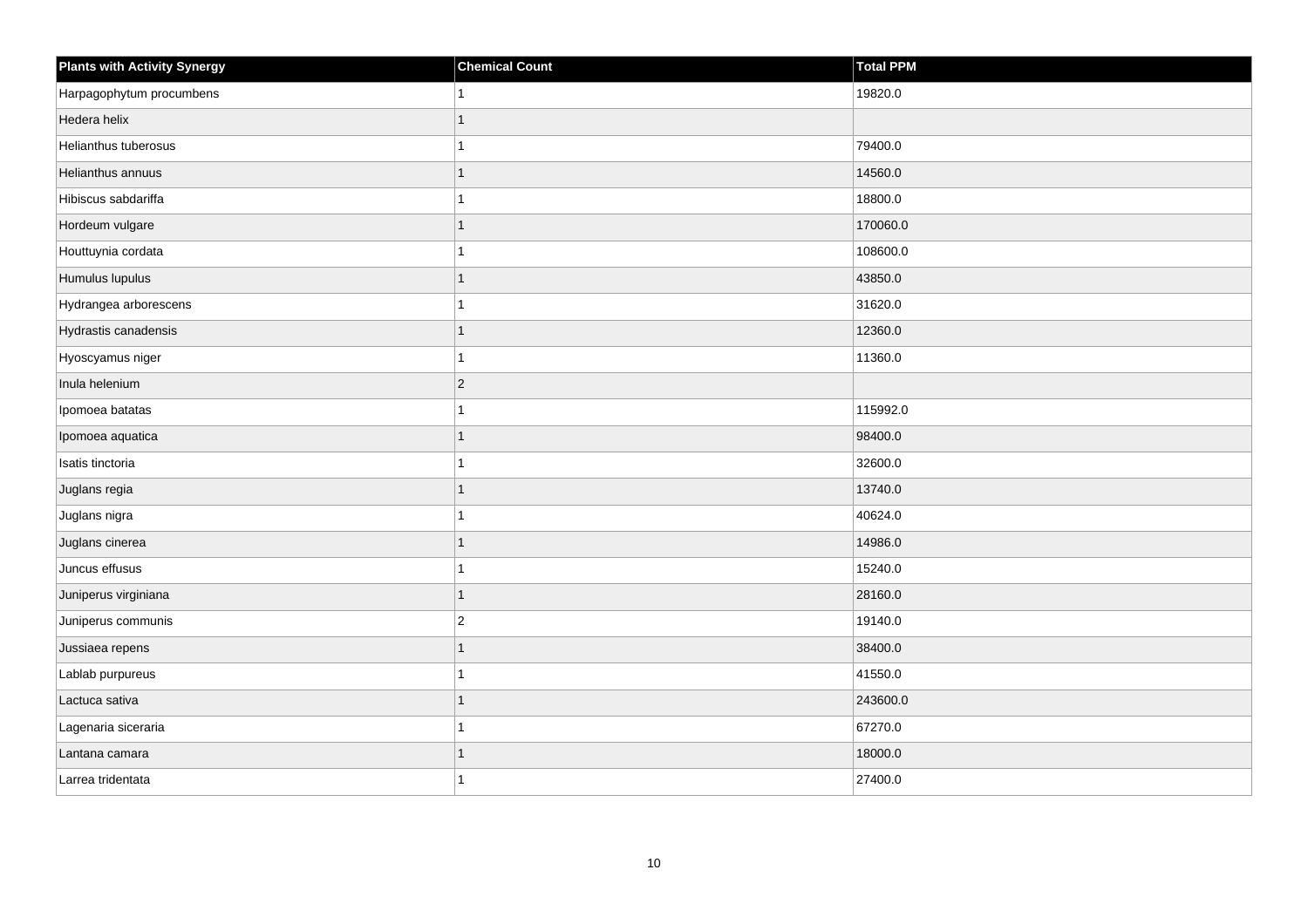| Plants with Activity Synergy | Chemical Count | Total PPM |
| --- | --- | --- |
| Harpagophytum procumbens | 1 | 19820.0 |
| Hedera helix | 1 | |
| Helianthus tuberosus | 1 | 79400.0 |
| Helianthus annuus | 1 | 14560.0 |
| Hibiscus sabdariffa | 1 | 18800.0 |
| Hordeum vulgare | 1 | 170060.0 |
| Houttuynia cordata | 1 | 108600.0 |
| Humulus lupulus | 1 | 43850.0 |
| Hydrangea arborescens | 1 | 31620.0 |
| Hydrastis canadensis | 1 | 12360.0 |
| Hyoscyamus niger | 1 | 11360.0 |
| Inula helenium | 2 | |
| Ipomoea batatas | 1 | 115992.0 |
| Ipomoea aquatica | 1 | 98400.0 |
| Isatis tinctoria | 1 | 32600.0 |
| Juglans regia | 1 | 13740.0 |
| Juglans nigra | 1 | 40624.0 |
| Juglans cinerea | 1 | 14986.0 |
| Juncus effusus | 1 | 15240.0 |
| Juniperus virginiana | 1 | 28160.0 |
| Juniperus communis | 2 | 19140.0 |
| Jussiaea repens | 1 | 38400.0 |
| Lablab purpureus | 1 | 41550.0 |
| Lactuca sativa | 1 | 243600.0 |
| Lagenaria siceraria | 1 | 67270.0 |
| Lantana camara | 1 | 18000.0 |
| Larrea tridentata | 1 | 27400.0 |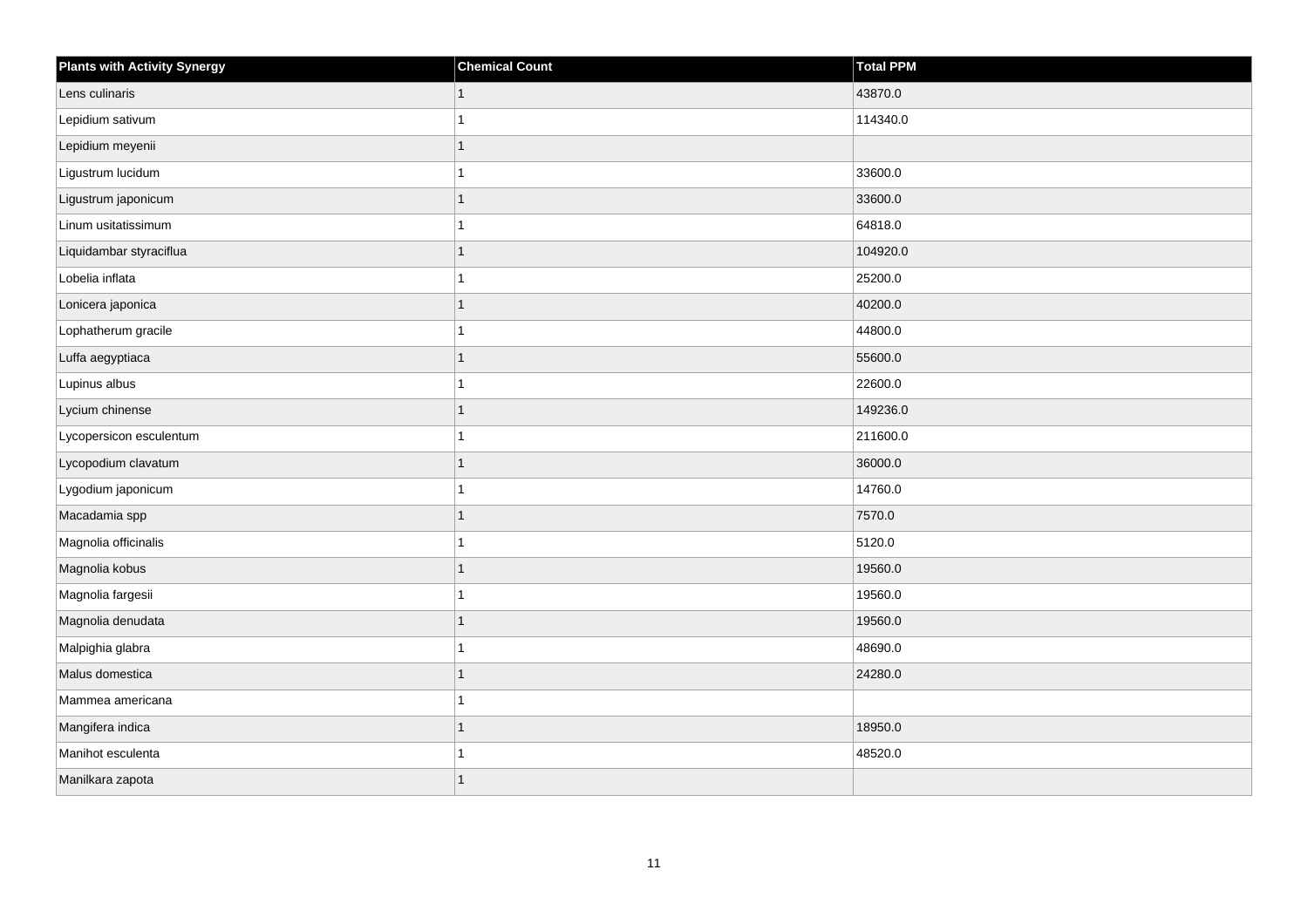| Plants with Activity Synergy | Chemical Count | Total PPM |
| --- | --- | --- |
| Lens culinaris | 1 | 43870.0 |
| Lepidium sativum | 1 | 114340.0 |
| Lepidium meyenii | 1 | |
| Ligustrum lucidum | 1 | 33600.0 |
| Ligustrum japonicum | 1 | 33600.0 |
| Linum usitatissimum | 1 | 64818.0 |
| Liquidambar styraciflua | 1 | 104920.0 |
| Lobelia inflata | 1 | 25200.0 |
| Lonicera japonica | 1 | 40200.0 |
| Lophatherum gracile | 1 | 44800.0 |
| Luffa aegyptiaca | 1 | 55600.0 |
| Lupinus albus | 1 | 22600.0 |
| Lycium chinense | 1 | 149236.0 |
| Lycopersicon esculentum | 1 | 211600.0 |
| Lycopodium clavatum | 1 | 36000.0 |
| Lygodium japonicum | 1 | 14760.0 |
| Macadamia spp | 1 | 7570.0 |
| Magnolia officinalis | 1 | 5120.0 |
| Magnolia kobus | 1 | 19560.0 |
| Magnolia fargesii | 1 | 19560.0 |
| Magnolia denudata | 1 | 19560.0 |
| Malpighia glabra | 1 | 48690.0 |
| Malus domestica | 1 | 24280.0 |
| Mammea americana | 1 | |
| Mangifera indica | 1 | 18950.0 |
| Manihot esculenta | 1 | 48520.0 |
| Manilkara zapota | 1 | |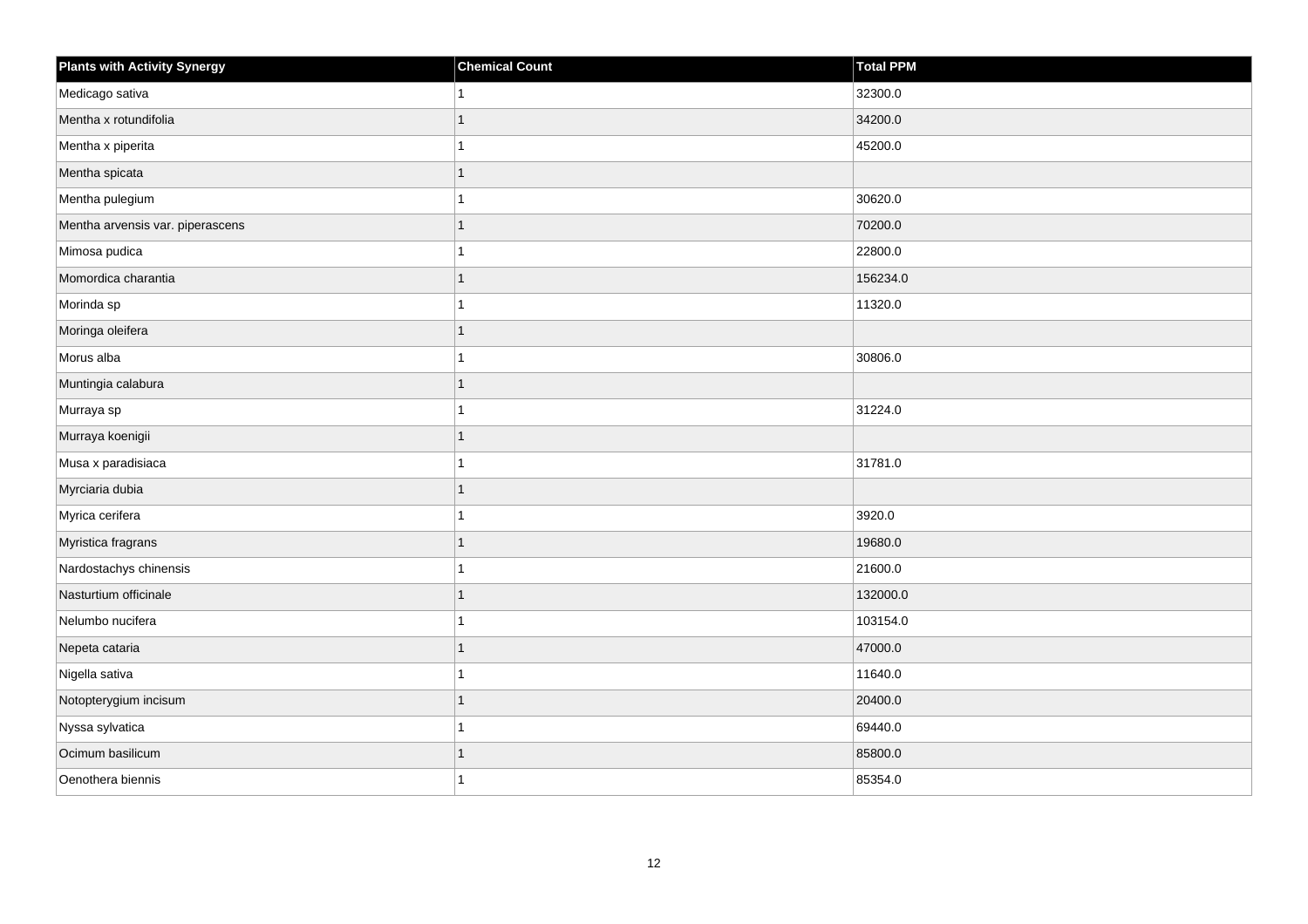| Plants with Activity Synergy | Chemical Count | Total PPM |
|---|---|---|
| Medicago sativa | 1 | 32300.0 |
| Mentha x rotundifolia | 1 | 34200.0 |
| Mentha x piperita | 1 | 45200.0 |
| Mentha spicata | 1 | |
| Mentha pulegium | 1 | 30620.0 |
| Mentha arvensis var. piperascens | 1 | 70200.0 |
| Mimosa pudica | 1 | 22800.0 |
| Momordica charantia | 1 | 156234.0 |
| Morinda sp | 1 | 11320.0 |
| Moringa oleifera | 1 | |
| Morus alba | 1 | 30806.0 |
| Muntingia calabura | 1 | |
| Murraya sp | 1 | 31224.0 |
| Murraya koenigii | 1 | |
| Musa x paradisiaca | 1 | 31781.0 |
| Myrciaria dubia | 1 | |
| Myrica cerifera | 1 | 3920.0 |
| Myristica fragrans | 1 | 19680.0 |
| Nardostachys chinensis | 1 | 21600.0 |
| Nasturtium officinale | 1 | 132000.0 |
| Nelumbo nucifera | 1 | 103154.0 |
| Nepeta cataria | 1 | 47000.0 |
| Nigella sativa | 1 | 11640.0 |
| Notopterygium incisum | 1 | 20400.0 |
| Nyssa sylvatica | 1 | 69440.0 |
| Ocimum basilicum | 1 | 85800.0 |
| Oenothera biennis | 1 | 85354.0 |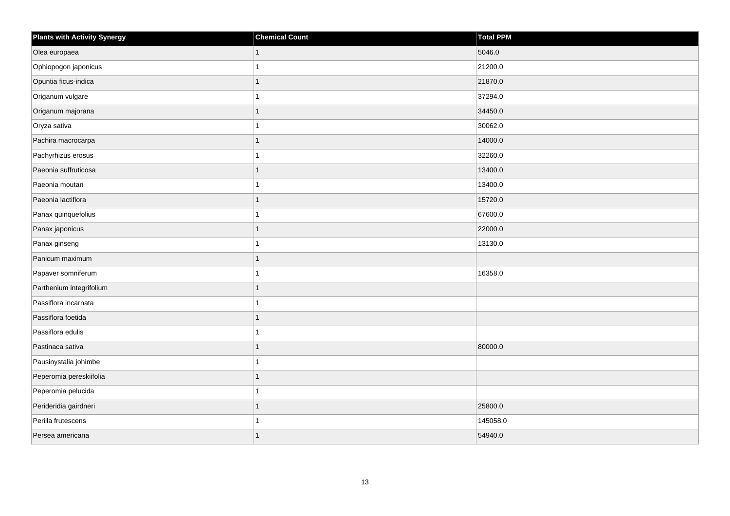| Plants with Activity Synergy | Chemical Count | Total PPM |
| --- | --- | --- |
| Olea europaea | 1 | 5046.0 |
| Ophiopogon japonicus | 1 | 21200.0 |
| Opuntia ficus-indica | 1 | 21870.0 |
| Origanum vulgare | 1 | 37294.0 |
| Origanum majorana | 1 | 34450.0 |
| Oryza sativa | 1 | 30062.0 |
| Pachira macrocarpa | 1 | 14000.0 |
| Pachyrhizus erosus | 1 | 32260.0 |
| Paeonia suffruticosa | 1 | 13400.0 |
| Paeonia moutan | 1 | 13400.0 |
| Paeonia lactiflora | 1 | 15720.0 |
| Panax quinquefolius | 1 | 67600.0 |
| Panax japonicus | 1 | 22000.0 |
| Panax ginseng | 1 | 13130.0 |
| Panicum maximum | 1 | |
| Papaver somniferum | 1 | 16358.0 |
| Parthenium integrifolium | 1 | |
| Passiflora incarnata | 1 | |
| Passiflora foetida | 1 | |
| Passiflora edulis | 1 | |
| Pastinaca sativa | 1 | 80000.0 |
| Pausinystalia johimbe | 1 | |
| Peperomia pereskiifolia | 1 | |
| Peperomia pelucida | 1 | |
| Perideridia gairdneri | 1 | 25800.0 |
| Perilla frutescens | 1 | 145058.0 |
| Persea americana | 1 | 54940.0 |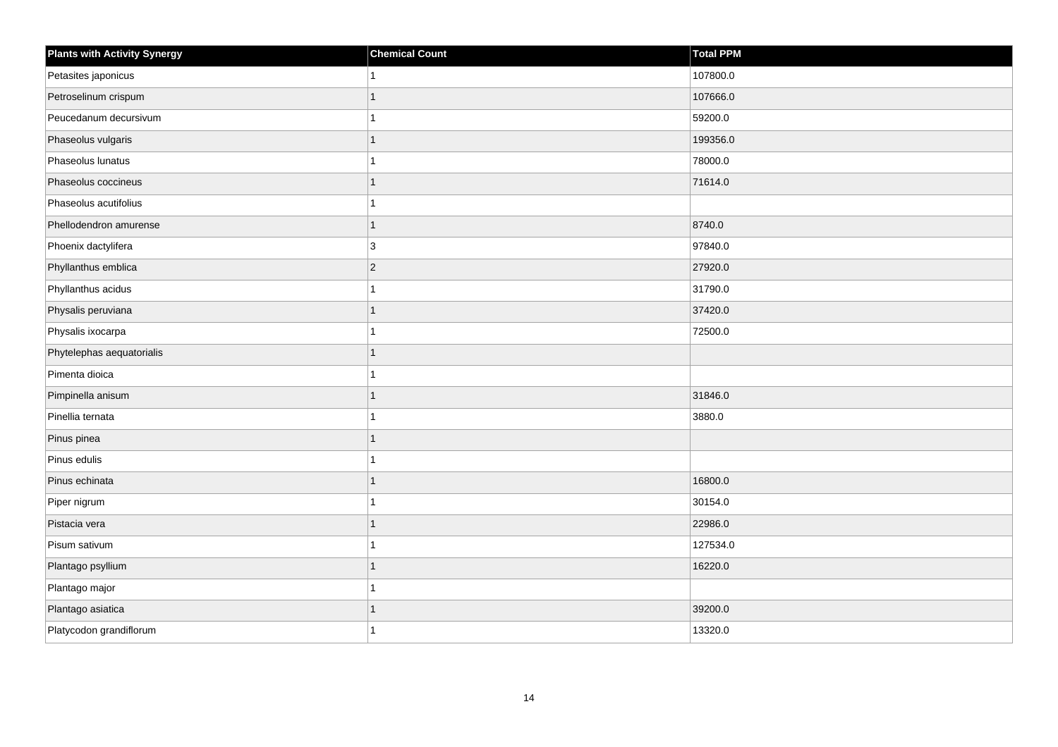| Plants with Activity Synergy | Chemical Count | Total PPM |
| --- | --- | --- |
| Petasites japonicus | 1 | 107800.0 |
| Petroselinum crispum | 1 | 107666.0 |
| Peucedanum decursivum | 1 | 59200.0 |
| Phaseolus vulgaris | 1 | 199356.0 |
| Phaseolus lunatus | 1 | 78000.0 |
| Phaseolus coccineus | 1 | 71614.0 |
| Phaseolus acutifolius | 1 | |
| Phellodendron amurense | 1 | 8740.0 |
| Phoenix dactylifera | 3 | 97840.0 |
| Phyllanthus emblica | 2 | 27920.0 |
| Phyllanthus acidus | 1 | 31790.0 |
| Physalis peruviana | 1 | 37420.0 |
| Physalis ixocarpa | 1 | 72500.0 |
| Phytelephas aequatorialis | 1 | |
| Pimenta dioica | 1 | |
| Pimpinella anisum | 1 | 31846.0 |
| Pinellia ternata | 1 | 3880.0 |
| Pinus pinea | 1 | |
| Pinus edulis | 1 | |
| Pinus echinata | 1 | 16800.0 |
| Piper nigrum | 1 | 30154.0 |
| Pistacia vera | 1 | 22986.0 |
| Pisum sativum | 1 | 127534.0 |
| Plantago psyllium | 1 | 16220.0 |
| Plantago major | 1 | |
| Plantago asiatica | 1 | 39200.0 |
| Platycodon grandiflorum | 1 | 13320.0 |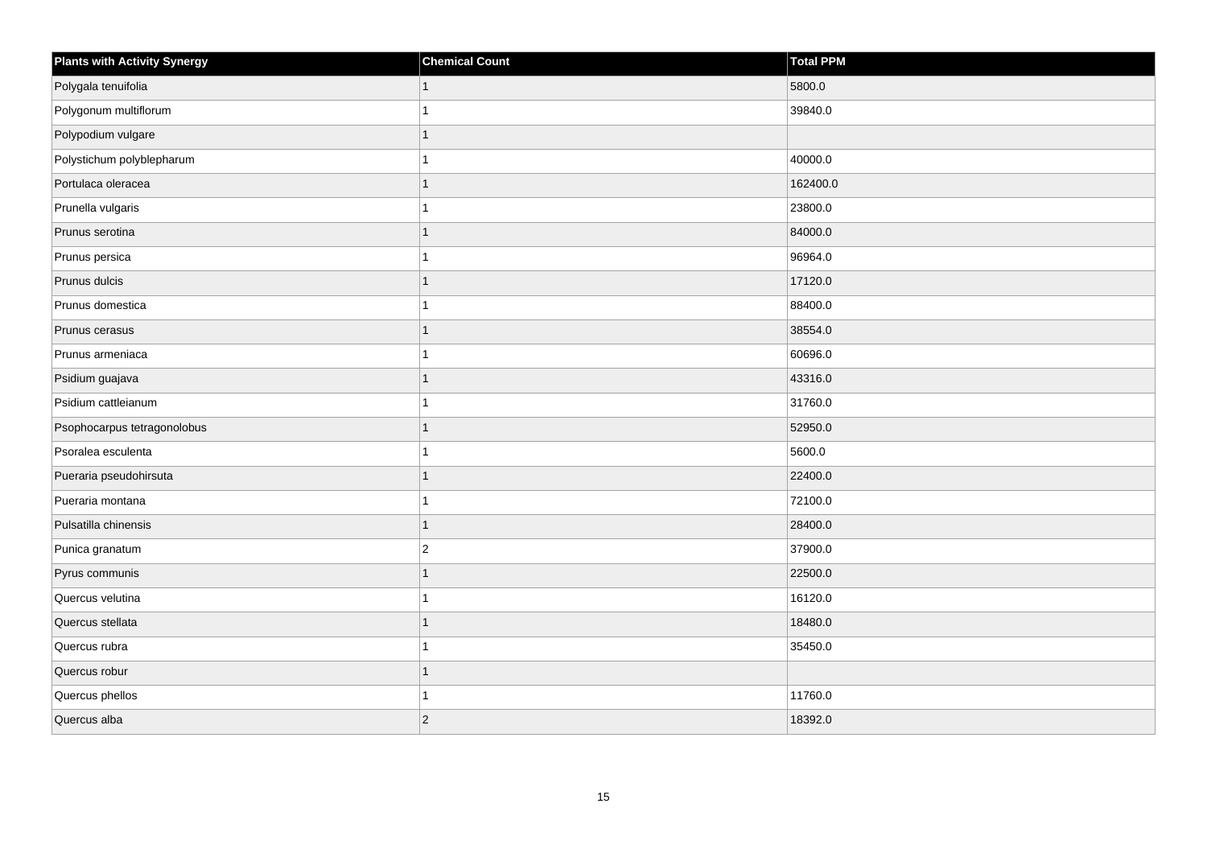| Plants with Activity Synergy | Chemical Count | Total PPM |
| --- | --- | --- |
| Polygala tenuifolia | 1 | 5800.0 |
| Polygonum multiflorum | 1 | 39840.0 |
| Polypodium vulgare | 1 | |
| Polystichum polyblepharum | 1 | 40000.0 |
| Portulaca oleracea | 1 | 162400.0 |
| Prunella vulgaris | 1 | 23800.0 |
| Prunus serotina | 1 | 84000.0 |
| Prunus persica | 1 | 96964.0 |
| Prunus dulcis | 1 | 17120.0 |
| Prunus domestica | 1 | 88400.0 |
| Prunus cerasus | 1 | 38554.0 |
| Prunus armeniaca | 1 | 60696.0 |
| Psidium guajava | 1 | 43316.0 |
| Psidium cattleianum | 1 | 31760.0 |
| Psophocarpus tetragonolobus | 1 | 52950.0 |
| Psoralea esculenta | 1 | 5600.0 |
| Pueraria pseudohirsuta | 1 | 22400.0 |
| Pueraria montana | 1 | 72100.0 |
| Pulsatilla chinensis | 1 | 28400.0 |
| Punica granatum | 2 | 37900.0 |
| Pyrus communis | 1 | 22500.0 |
| Quercus velutina | 1 | 16120.0 |
| Quercus stellata | 1 | 18480.0 |
| Quercus rubra | 1 | 35450.0 |
| Quercus robur | 1 | |
| Quercus phellos | 1 | 11760.0 |
| Quercus alba | 2 | 18392.0 |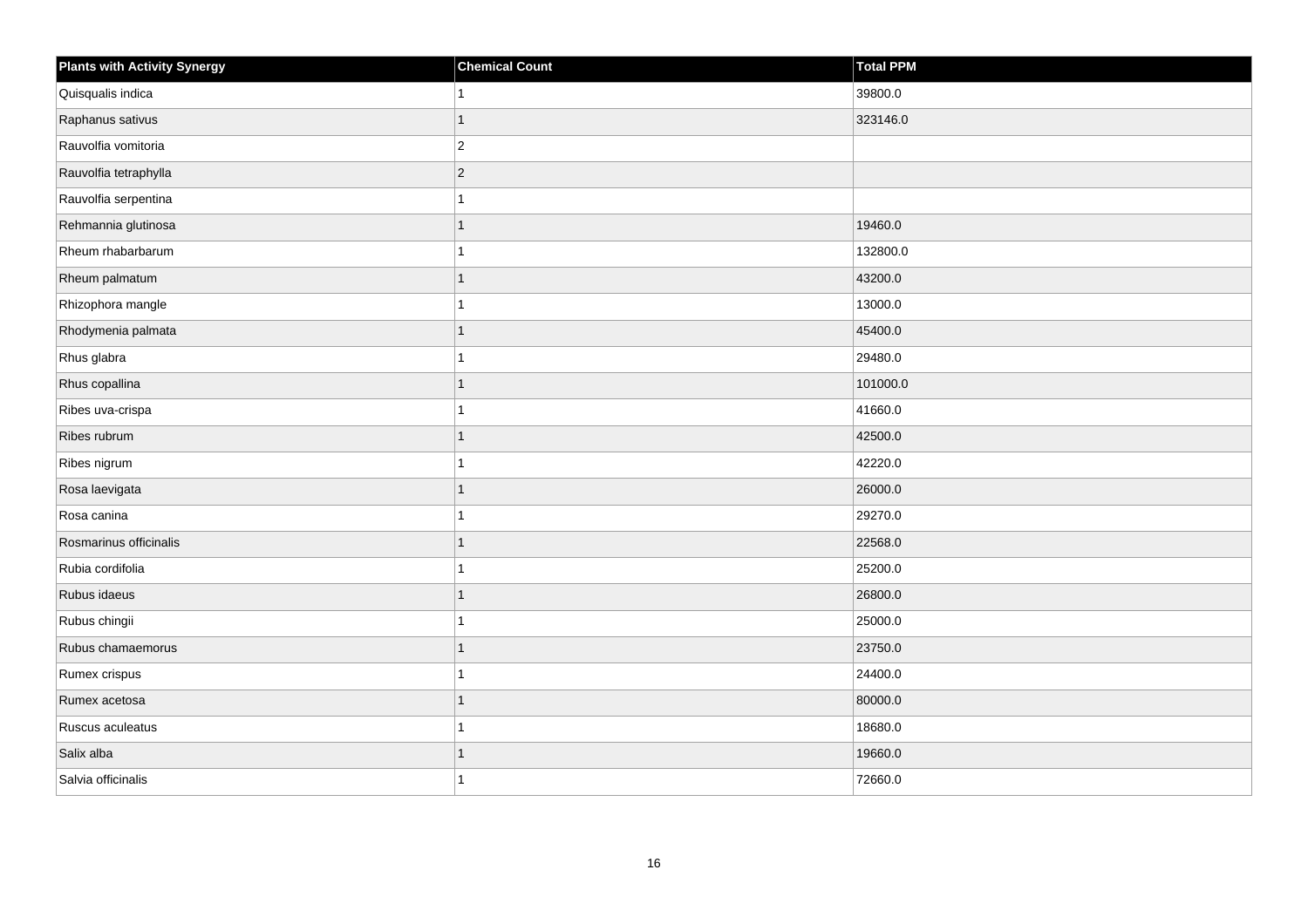| Plants with Activity Synergy | Chemical Count | Total PPM |
| --- | --- | --- |
| Quisqualis indica | 1 | 39800.0 |
| Raphanus sativus | 1 | 323146.0 |
| Rauvolfia vomitoria | 2 | |
| Rauvolfia tetraphylla | 2 | |
| Rauvolfia serpentina | 1 | |
| Rehmannia glutinosa | 1 | 19460.0 |
| Rheum rhabarbarum | 1 | 132800.0 |
| Rheum palmatum | 1 | 43200.0 |
| Rhizophora mangle | 1 | 13000.0 |
| Rhodymenia palmata | 1 | 45400.0 |
| Rhus glabra | 1 | 29480.0 |
| Rhus copallina | 1 | 101000.0 |
| Ribes uva-crispa | 1 | 41660.0 |
| Ribes rubrum | 1 | 42500.0 |
| Ribes nigrum | 1 | 42220.0 |
| Rosa laevigata | 1 | 26000.0 |
| Rosa canina | 1 | 29270.0 |
| Rosmarinus officinalis | 1 | 22568.0 |
| Rubia cordifolia | 1 | 25200.0 |
| Rubus idaeus | 1 | 26800.0 |
| Rubus chingii | 1 | 25000.0 |
| Rubus chamaemorus | 1 | 23750.0 |
| Rumex crispus | 1 | 24400.0 |
| Rumex acetosa | 1 | 80000.0 |
| Ruscus aculeatus | 1 | 18680.0 |
| Salix alba | 1 | 19660.0 |
| Salvia officinalis | 1 | 72660.0 |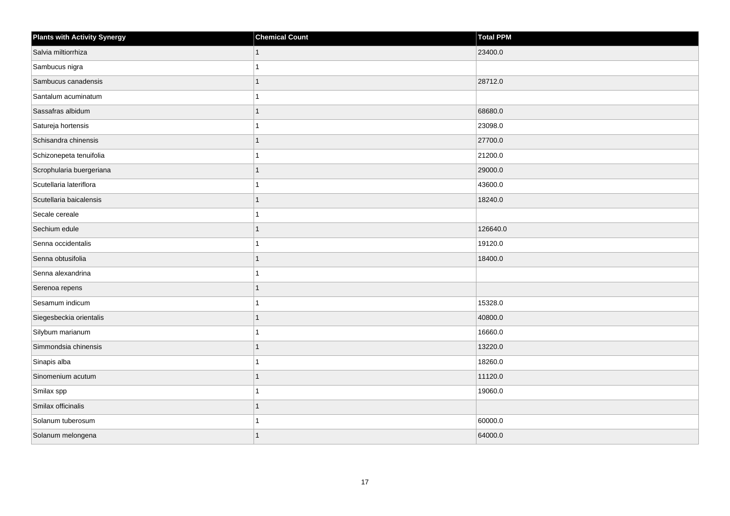| Plants with Activity Synergy | Chemical Count | Total PPM |
| --- | --- | --- |
| Salvia miltiorrhiza | 1 | 23400.0 |
| Sambucus nigra | 1 | |
| Sambucus canadensis | 1 | 28712.0 |
| Santalum acuminatum | 1 | |
| Sassafras albidum | 1 | 68680.0 |
| Satureja hortensis | 1 | 23098.0 |
| Schisandra chinensis | 1 | 27700.0 |
| Schizonepeta tenuifolia | 1 | 21200.0 |
| Scrophularia buergeriana | 1 | 29000.0 |
| Scutellaria lateriflora | 1 | 43600.0 |
| Scutellaria baicalensis | 1 | 18240.0 |
| Secale cereale | 1 | |
| Sechium edule | 1 | 126640.0 |
| Senna occidentalis | 1 | 19120.0 |
| Senna obtusifolia | 1 | 18400.0 |
| Senna alexandrina | 1 | |
| Serenoa repens | 1 | |
| Sesamum indicum | 1 | 15328.0 |
| Siegesbeckia orientalis | 1 | 40800.0 |
| Silybum marianum | 1 | 16660.0 |
| Simmondsia chinensis | 1 | 13220.0 |
| Sinapis alba | 1 | 18260.0 |
| Sinomenium acutum | 1 | 11120.0 |
| Smilax spp | 1 | 19060.0 |
| Smilax officinalis | 1 | |
| Solanum tuberosum | 1 | 60000.0 |
| Solanum melongena | 1 | 64000.0 |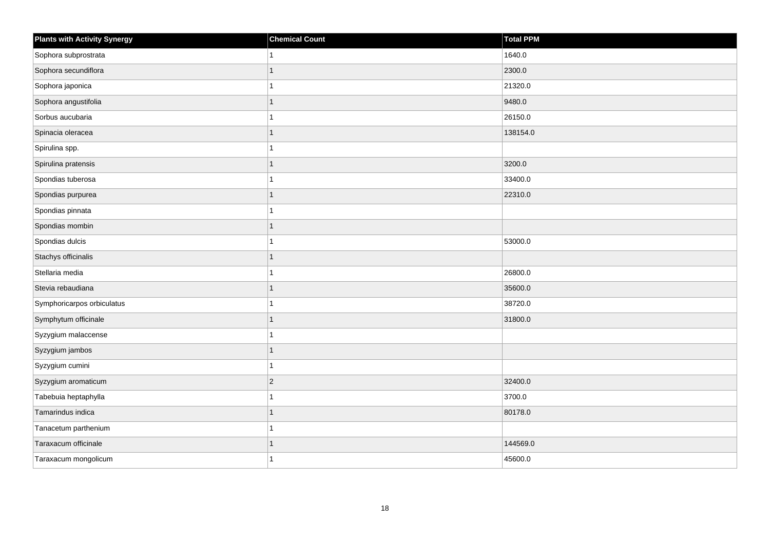| Plants with Activity Synergy | Chemical Count | Total PPM |
|---|---|---|
| Sophora subprostrata | 1 | 1640.0 |
| Sophora secundiflora | 1 | 2300.0 |
| Sophora japonica | 1 | 21320.0 |
| Sophora angustifolia | 1 | 9480.0 |
| Sorbus aucubaria | 1 | 26150.0 |
| Spinacia oleracea | 1 | 138154.0 |
| Spirulina spp. | 1 | |
| Spirulina pratensis | 1 | 3200.0 |
| Spondias tuberosa | 1 | 33400.0 |
| Spondias purpurea | 1 | 22310.0 |
| Spondias pinnata | 1 | |
| Spondias mombin | 1 | |
| Spondias dulcis | 1 | 53000.0 |
| Stachys officinalis | 1 | |
| Stellaria media | 1 | 26800.0 |
| Stevia rebaudiana | 1 | 35600.0 |
| Symphoricarpos orbiculatus | 1 | 38720.0 |
| Symphytum officinale | 1 | 31800.0 |
| Syzygium malaccense | 1 | |
| Syzygium jambos | 1 | |
| Syzygium cumini | 1 | |
| Syzygium aromaticum | 2 | 32400.0 |
| Tabebuia heptaphylla | 1 | 3700.0 |
| Tamarindus indica | 1 | 80178.0 |
| Tanacetum parthenium | 1 | |
| Taraxacum officinale | 1 | 144569.0 |
| Taraxacum mongolicum | 1 | 45600.0 |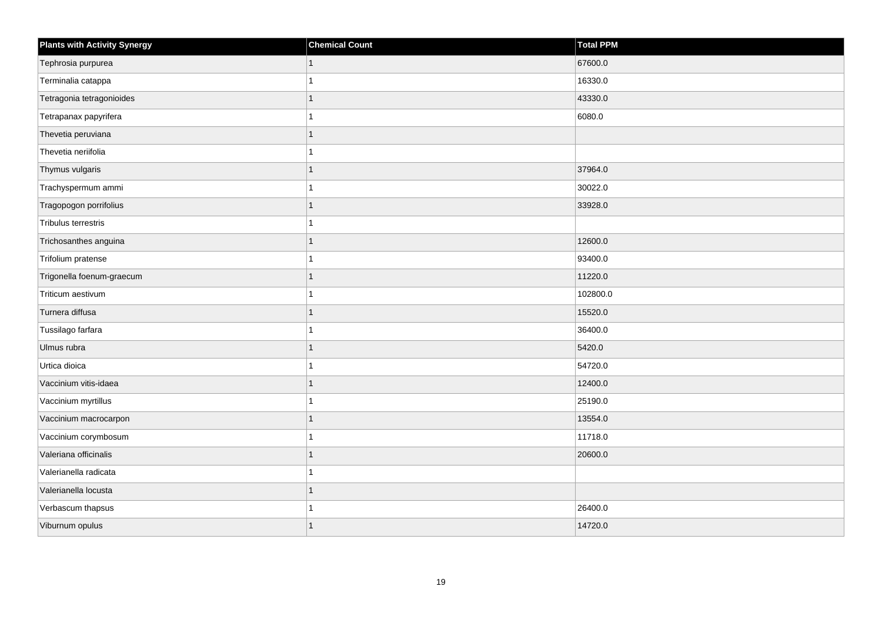| Plants with Activity Synergy | Chemical Count | Total PPM |
|---|---|---|
| Tephrosia purpurea | 1 | 67600.0 |
| Terminalia catappa | 1 | 16330.0 |
| Tetragonia tetragonioides | 1 | 43330.0 |
| Tetrapanax papyrifera | 1 | 6080.0 |
| Thevetia peruviana | 1 | |
| Thevetia neriifolia | 1 | |
| Thymus vulgaris | 1 | 37964.0 |
| Trachyspermum ammi | 1 | 30022.0 |
| Tragopogon porrifolius | 1 | 33928.0 |
| Tribulus terrestris | 1 | |
| Trichosanthes anguina | 1 | 12600.0 |
| Trifolium pratense | 1 | 93400.0 |
| Trigonella foenum-graecum | 1 | 11220.0 |
| Triticum aestivum | 1 | 102800.0 |
| Turnera diffusa | 1 | 15520.0 |
| Tussilago farfara | 1 | 36400.0 |
| Ulmus rubra | 1 | 5420.0 |
| Urtica dioica | 1 | 54720.0 |
| Vaccinium vitis-idaea | 1 | 12400.0 |
| Vaccinium myrtillus | 1 | 25190.0 |
| Vaccinium macrocarpon | 1 | 13554.0 |
| Vaccinium corymbosum | 1 | 11718.0 |
| Valeriana officinalis | 1 | 20600.0 |
| Valerianella radicata | 1 | |
| Valerianella locusta | 1 | |
| Verbascum thapsus | 1 | 26400.0 |
| Viburnum opulus | 1 | 14720.0 |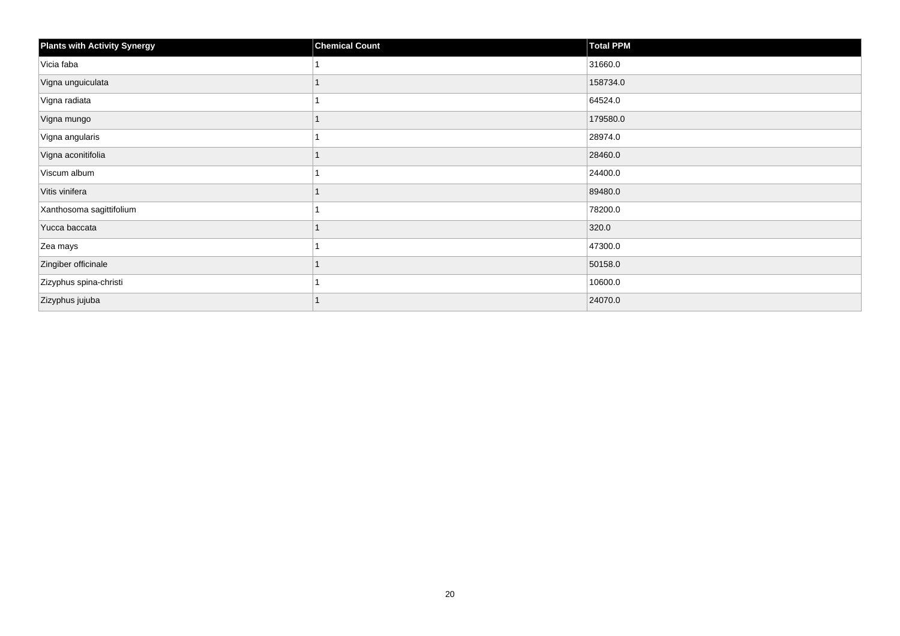| Plants with Activity Synergy | Chemical Count | Total PPM |
|---|---|---|
| Vicia faba | 1 | 31660.0 |
| Vigna unguiculata | 1 | 158734.0 |
| Vigna radiata | 1 | 64524.0 |
| Vigna mungo | 1 | 179580.0 |
| Vigna angularis | 1 | 28974.0 |
| Vigna aconitifolia | 1 | 28460.0 |
| Viscum album | 1 | 24400.0 |
| Vitis vinifera | 1 | 89480.0 |
| Xanthosoma sagittifolium | 1 | 78200.0 |
| Yucca baccata | 1 | 320.0 |
| Zea mays | 1 | 47300.0 |
| Zingiber officinale | 1 | 50158.0 |
| Zizyphus spina-christi | 1 | 10600.0 |
| Zizyphus jujuba | 1 | 24070.0 |